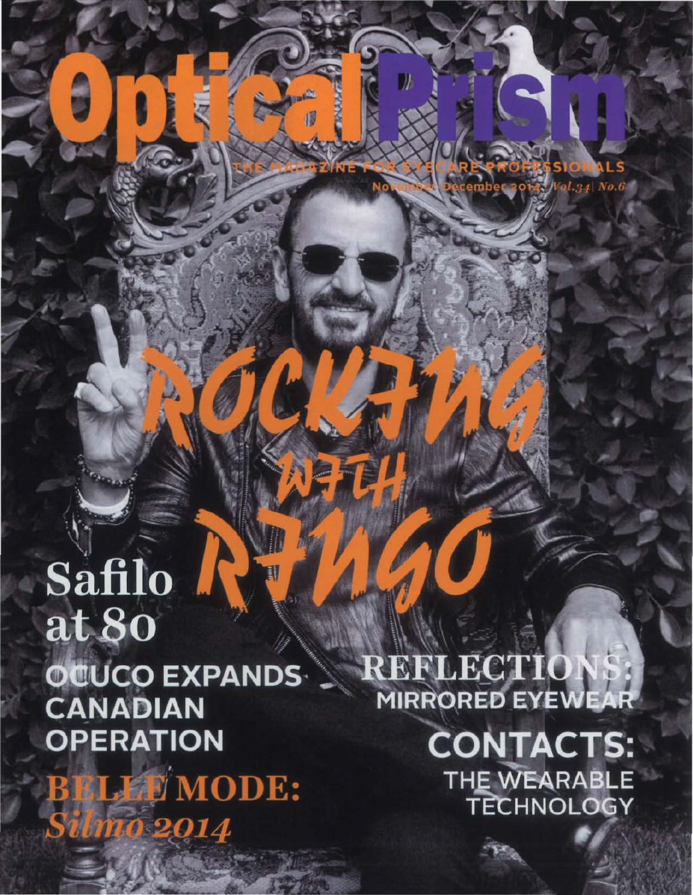# Optical Prism

THE MAGAZINE FOR EYECARE PROFESSIONALS

November/December 2014 | Vol.34 | No.6

## ROCKING WITH RINGO

## Safilo at 80

## OCUCO EXPANDS CANADIAN OPERATION

## BELLE MODE: *Silmo 2014*

## REFLECTIONS: MIRRORED EYEWEAR

## CONTACTS: THE WEARABLE TECHNOLOGY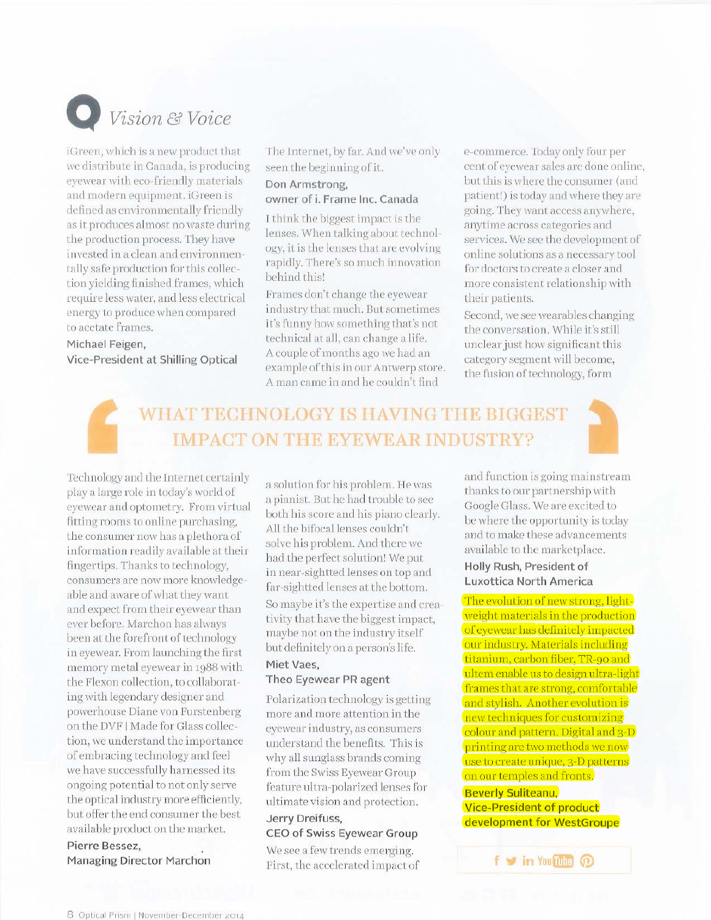# Vision & Voice

iGreen, which is a new product that we distribute in Canada, is producing eyewear with eco-friendly materials and modern equipment. iGreen is defined as environmentally friendly as it produces almost no waste during the production process. They have invested in a clean and environmentally safe production for this collection yielding finished frames, which require less water, and less electrical energy to produce when compared to acetate frames.

**Michael Feigen,
Vice-President at Shilling Optical**

The Internet, by far. And we've only seen the beginning of it.

**Don Armstrong,
owner of i. Frame Inc. Canada**

I think the biggest impact is the lenses. When talking about technology, it is the lenses that are evolving rapidly. There's so much innovation behind this!

Frames don't change the eyewear industry that much. But sometimes it's funny how something that's not technical at all, can change a life. A couple of months ago we had an example of this in our Antwerp store. A man came in and he couldn't find a solution for his problem. He was a pianist. But he had trouble to see both his score and his piano clearly. All the bifocal lenses couldn't solve his problem. And there we had the perfect solution! We put in near-sightted lenses on top and far-sightted lenses at the bottom.

So maybe it's the expertise and creativity that have the biggest impact, maybe not on the industry itself but definitely on a person's life.

**Miet Vaes,
Theo Eyewear PR agent**

Polarization technology is getting more and more attention in the eyewear industry, as consumers understand the benefits. This is why all sunglass brands coming from the Swiss Eyewear Group feature ultra-polarized lenses for ultimate vision and protection.

**Jerry Dreifuss,
CEO of Swiss Eyewear Group**

We see a few trends emerging. First, the accelerated impact of e-commerce. Today only four per cent of eyewear sales are done online, but this is where the consumer (and patient!) is today and where they are going. They want access anywhere, anytime across categories and services. We see the development of online solutions as a necessary tool for doctors to create a closer and more consistent relationship with their patients.

Second, we see wearables changing the conversation. While it's still unclear just how significant this category segment will become, the fusion of technology, form and function is going mainstream thanks to our partnership with Google Glass. We are excited to be where the opportunity is today and to make these advancements available to the marketplace.

**Holly Rush, President of Luxottica North America**

## WHAT TECHNOLOGY IS HAVING THE BIGGEST IMPACT ON THE EYEWEAR INDUSTRY?

Technology and the Internet certainly play a large role in today's world of eyewear and optometry. From virtual fitting rooms to online purchasing, the consumer now has a plethora of information readily available at their fingertips. Thanks to technology, consumers are now more knowledgeable and aware of what they want and expect from their eyewear than ever before. Marchon has always been at the forefront of technology in eyewear. From launching the first memory metal eyewear in 1988 with the Flexon collection, to collaborating with legendary designer and powerhouse Diane von Furstenberg on the DVF | Made for Glass collection, we understand the importance of embracing technology and feel we have successfully harnessed its ongoing potential to not only serve the optical industry more efficiently, but offer the end consumer the best available product on the market.

**Pierre Bessez,
Managing Director Marchon**

The evolution of new strong, lightweight materials in the production of eyewear has definitely impacted our industry. Materials including titanium, carbon fiber, TR-90 and ultem enable us to design ultra-light frames that are strong, comfortable and stylish. Another evolution is new techniques for customizing colour and pattern. Digital and 3-D printing are two methods we now use to create unique, 3-D patterns on our temples and fronts.

**Beverly Suliteanu,
Vice-President of product development for WestGroupe**